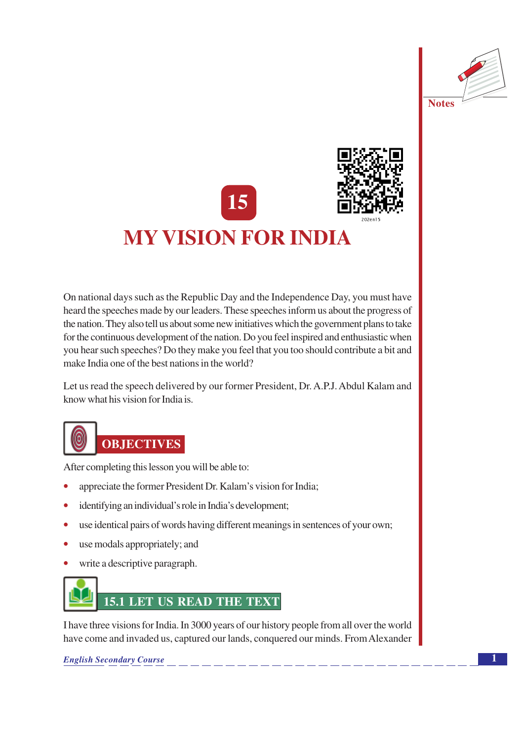# 15

# MY VISION FOR INDIA

On national days such as the Republic Day and the Independence Day, you must have heard the speeches made by our leaders. These speeches inform us about the progress of the nation. They also tell us about some new initiatives which the government plans to take for the continuous development of the nation. Do you feel inspired and enthusiastic when you hear such speeches? Do they make you feel that you too should contribute a bit and make India one of the best nations in the world?

Let us read the speech delivered by our former President, Dr. A.P.J. Abdul Kalam and know what his vision for India is.

## OBJECTIVES

After completing this lesson you will be able to:

- appreciate the former President Dr. Kalam's vision for India;
- identifying an individual's role in India's development;
- use identical pairs of words having different meanings in sentences of your own;
- use modals appropriately; and
- write a descriptive paragraph.

## 15.1 LET US READ THE TEXT

I have three visions for India. In 3000 years of our history people from all over the world have come and invaded us, captured our lands, conquered our minds. From Alexander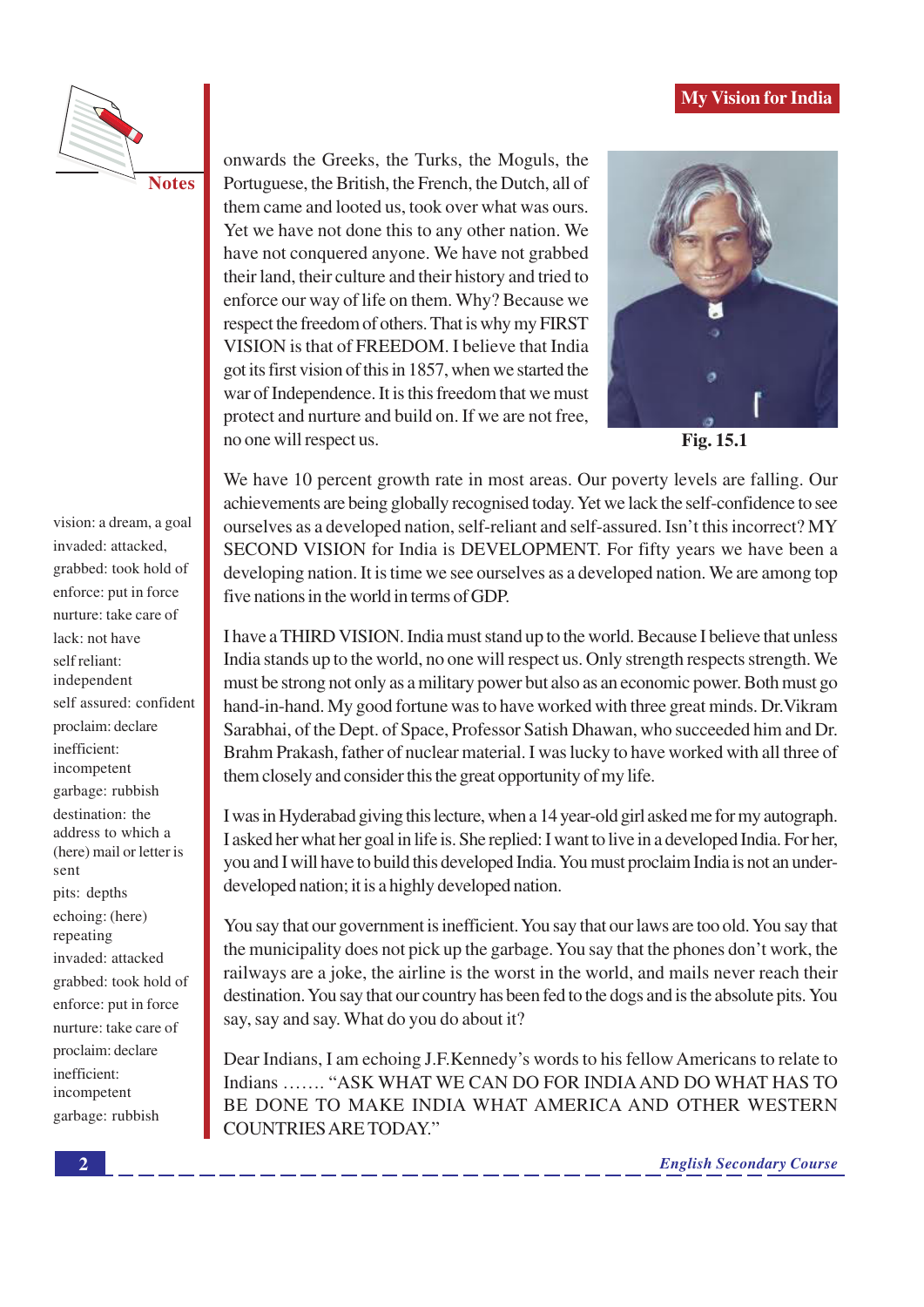onwards the Greeks, the Turks, the Moguls, the Portuguese, the British, the French, the Dutch, all of them came and looted us, took over what was ours. Yet we have not done this to any other nation. We have not conquered anyone. We have not grabbed their land, their culture and their history and tried to enforce our way of life on them. Why? Because we respect the freedom of others. That is why my FIRST VISION is that of FREEDOM. I believe that India got its first vision of this in 1857, when we started the war of Independence. It is this freedom that we must protect and nurture and build on. If we are not free, no one will respect us.

Fig. 15.1

We have 10 percent growth rate in most areas. Our poverty levels are falling. Our achievements are being globally recognised today. Yet we lack the self-confidence to see ourselves as a developed nation, self-reliant and self-assured. Isn't this incorrect? MY SECOND VISION for India is DEVELOPMENT. For fifty years we have been a developing nation. It is time we see ourselves as a developed nation. We are among top five nations in the world in terms of GDP.

I have a THIRD VISION. India must stand up to the world. Because I believe that unless India stands up to the world, no one will respect us. Only strength respects strength. We must be strong not only as a military power but also as an economic power. Both must go hand-in-hand. My good fortune was to have worked with three great minds. Dr.Vikram Sarabhai, of the Dept. of Space, Professor Satish Dhawan, who succeeded him and Dr. Brahm Prakash, father of nuclear material. I was lucky to have worked with all three of them closely and consider this the great opportunity of my life.

I was in Hyderabad giving this lecture, when a 14 year-old girl asked me for my autograph. I asked her what her goal in life is. She replied: I want to live in a developed India. For her, you and I will have to build this developed India. You must proclaim India is not an under-developed nation; it is a highly developed nation.

You say that our government is inefficient. You say that our laws are too old. You say that the municipality does not pick up the garbage. You say that the phones don't work, the railways are a joke, the airline is the worst in the world, and mails never reach their destination. You say that our country has been fed to the dogs and is the absolute pits. You say, say and say. What do you do about it?

Dear Indians, I am echoing J.F.Kennedy's words to his fellow Americans to relate to Indians ....... "ASK WHAT WE CAN DO FOR INDIA AND DO WHAT HAS TO BE DONE TO MAKE INDIA WHAT AMERICA AND OTHER WESTERN COUNTRIES ARE TODAY."

**Notes**

vision: a dream, a goal
invaded: attacked,
grabbed: took hold of
enforce: put in force
nurture: take care of
lack: not have
self reliant: independent
self assured: confident
proclaim: declare
inefficient: incompetent
garbage: rubbish
destination: the address to which a (here) mail or letter is sent
pits: depths
echoing: (here) repeating
invaded: attacked
grabbed: took hold of
enforce: put in force
nurture: take care of
proclaim: declare
inefficient: incompetent
garbage: rubbish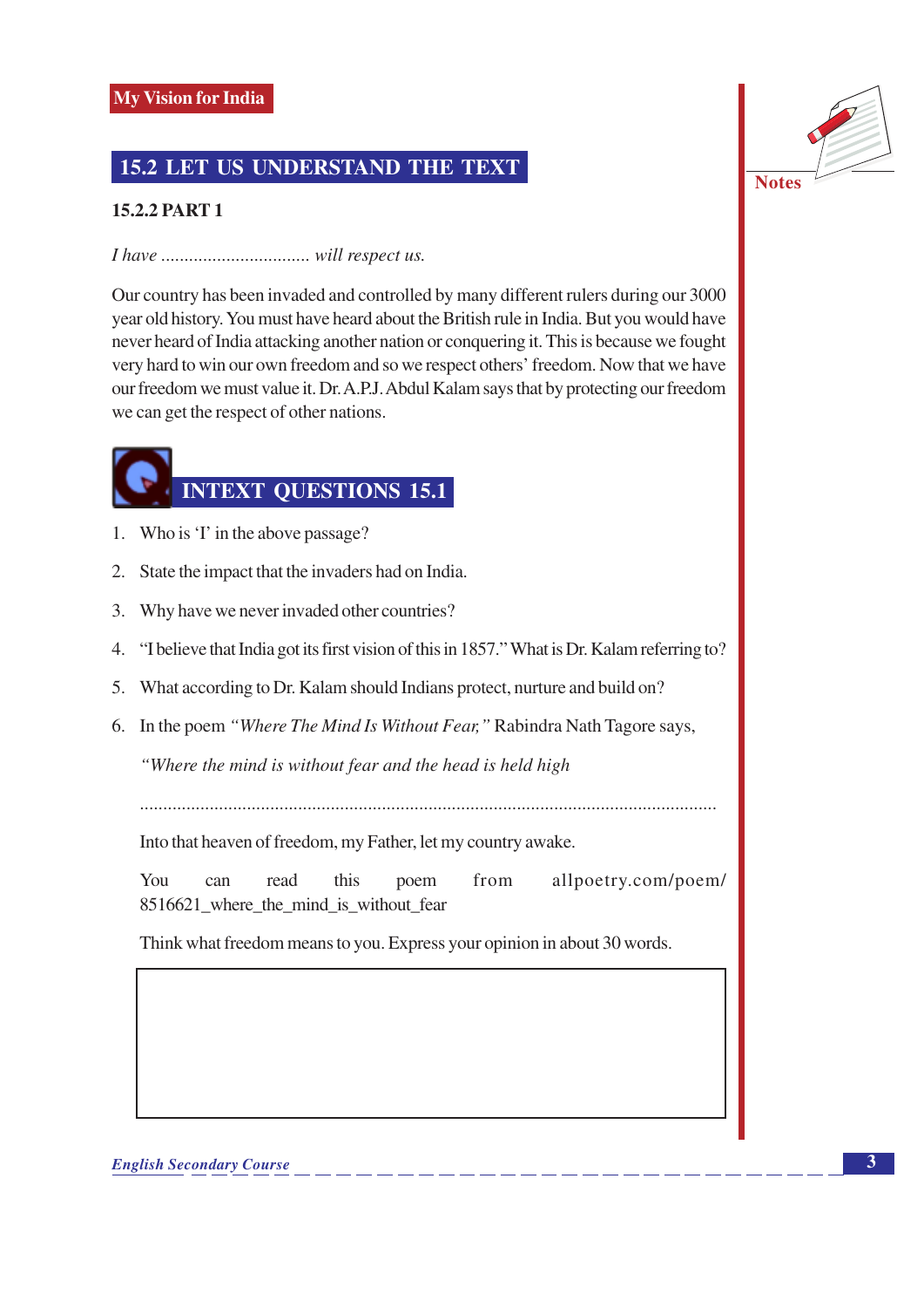## 15.2 LET US UNDERSTAND THE TEXT

### 15.2.2 PART 1

*I have ................................ will respect us.*

Our country has been invaded and controlled by many different rulers during our 3000 year old history. You must have heard about the British rule in India. But you would have never heard of India attacking another nation or conquering it. This is because we fought very hard to win our own freedom and so we respect others' freedom. Now that we have our freedom we must value it. Dr. A.P.J. Abdul Kalam says that by protecting our freedom we can get the respect of other nations.

## INTEXT QUESTIONS 15.1

1. Who is 'I' in the above passage?
2. State the impact that the invaders had on India.
3. Why have we never invaded other countries?
4. "I believe that India got its first vision of this in 1857." What is Dr. Kalam referring to?
5. What according to Dr. Kalam should Indians protect, nurture and build on?
6. In the poem *"Where The Mind Is Without Fear,"* Rabindra Nath Tagore says,

   *"Where the mind is without fear and the head is held high*

   ..........................................................................................................................

   Into that heaven of freedom, my Father, let my country awake.

   You can read this poem from allpoetry.com/poem/8516621_where_the_mind_is_without_fear

   Think what freedom means to you. Express your opinion in about 30 words.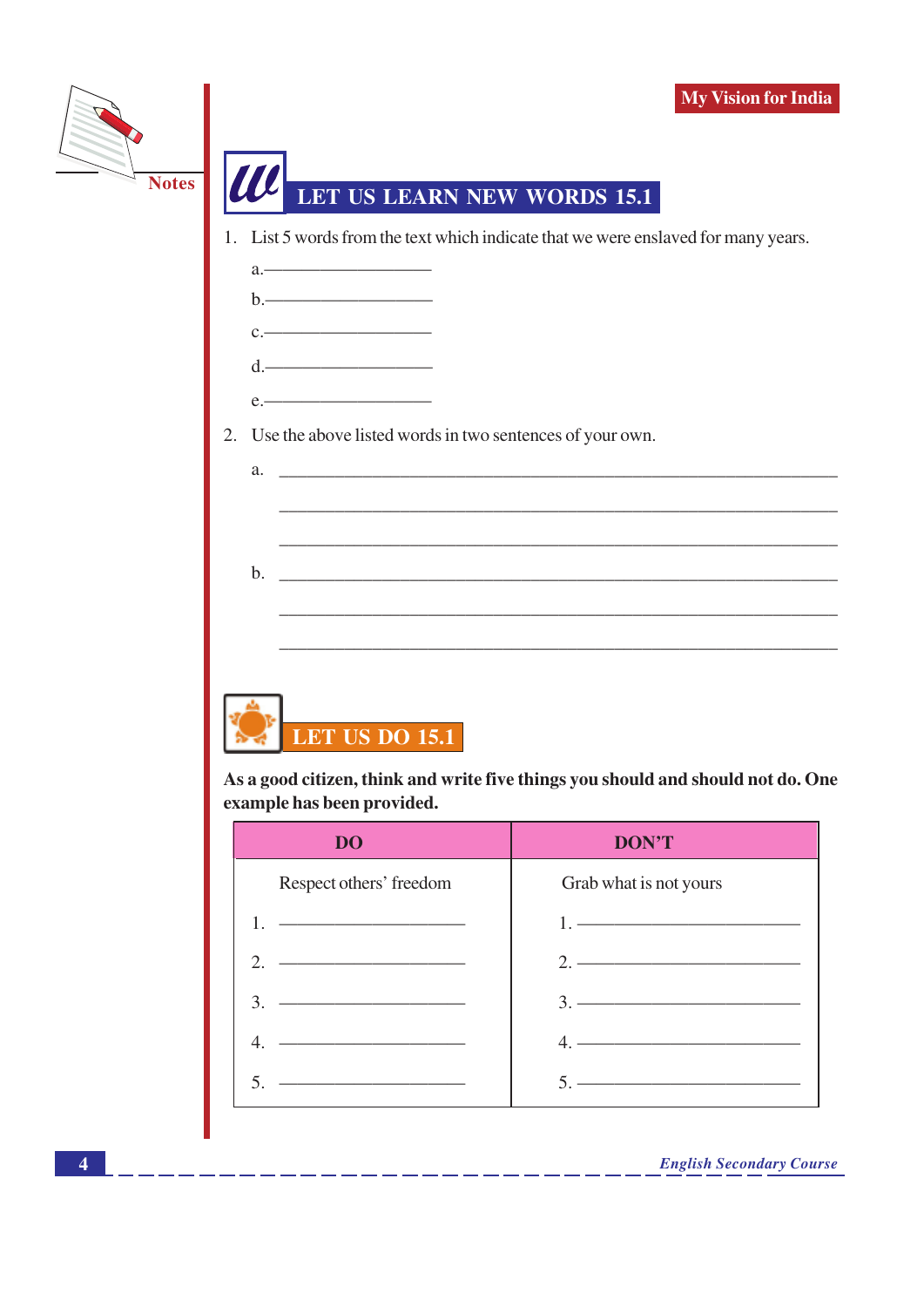## LET US LEARN NEW WORDS 15.1

1. List 5 words from the text which indicate that we were enslaved for many years.

   a.____________________

   b.____________________

   c.____________________

   d.____________________

   e.____________________

2. Use the above listed words in two sentences of your own.

   a. ______________________________________________________________

   ______________________________________________________________

   ______________________________________________________________

   b. ______________________________________________________________

   ______________________________________________________________

   ______________________________________________________________

## LET US DO 15.1

**As a good citizen, think and write five things you should and should not do. One example has been provided.**

| DO | DON'T |
|---|---|
| Respect others' freedom | Grab what is not yours |
| 1. ____________________ | 1. ____________________ |
| 2. ____________________ | 2. ____________________ |
| 3. ____________________ | 3. ____________________ |
| 4. ____________________ | 4. ____________________ |
| 5. ____________________ | 5. ____________________ |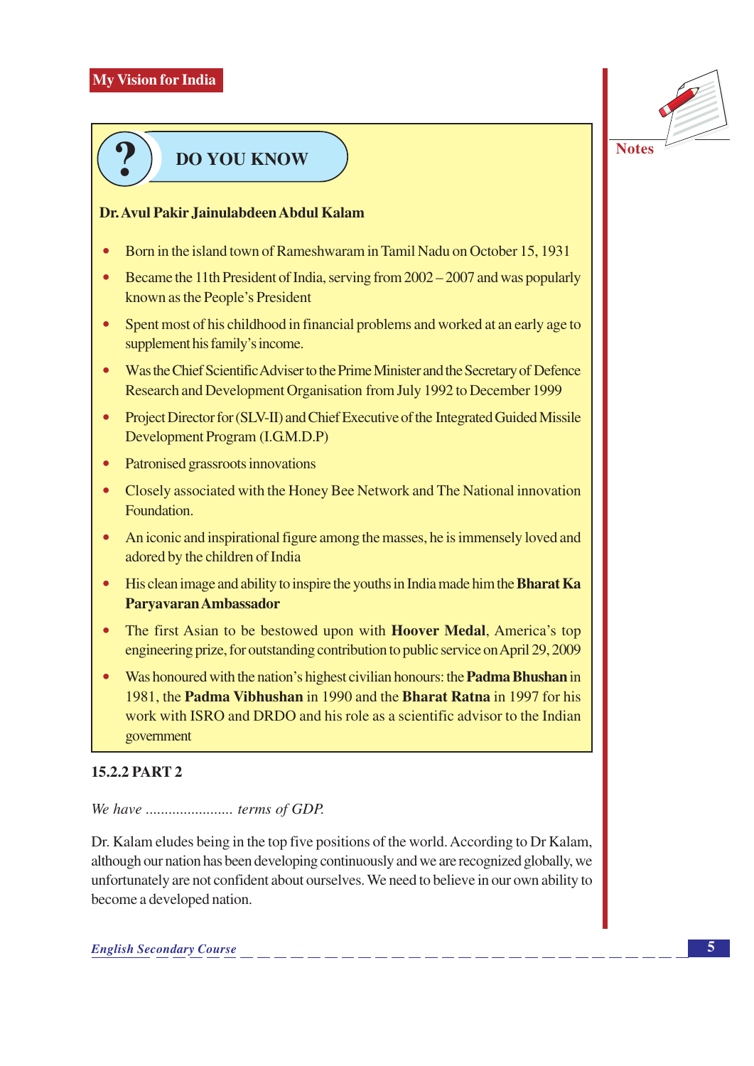## DO YOU KNOW

**Dr. Avul Pakir Jainulabdeen Abdul Kalam**

- Born in the island town of Rameshwaram in Tamil Nadu on October 15, 1931
- Became the 11th President of India, serving from 2002 – 2007 and was popularly known as the People's President
- Spent most of his childhood in financial problems and worked at an early age to supplement his family's income.
- Was the Chief Scientific Adviser to the Prime Minister and the Secretary of Defence Research and Development Organisation from July 1992 to December 1999
- Project Director for (SLV-II) and Chief Executive of the Integrated Guided Missile Development Program (I.G.M.D.P)
- Patronised grassroots innovations
- Closely associated with the Honey Bee Network and The National innovation Foundation.
- An iconic and inspirational figure among the masses, he is immensely loved and adored by the children of India
- His clean image and ability to inspire the youths in India made him the **Bharat Ka Paryavaran Ambassador**
- The first Asian to be bestowed upon with **Hoover Medal**, America's top engineering prize, for outstanding contribution to public service on April 29, 2009
- Was honoured with the nation's highest civilian honours: the **Padma Bhushan** in 1981, the **Padma Vibhushan** in 1990 and the **Bharat Ratna** in 1997 for his work with ISRO and DRDO and his role as a scientific advisor to the Indian government

### 15.2.2 PART 2

*We have ...................... terms of GDP.*

Dr. Kalam eludes being in the top five positions of the world. According to Dr Kalam, although our nation has been developing continuously and we are recognized globally, we unfortunately are not confident about ourselves. We need to believe in our own ability to become a developed nation.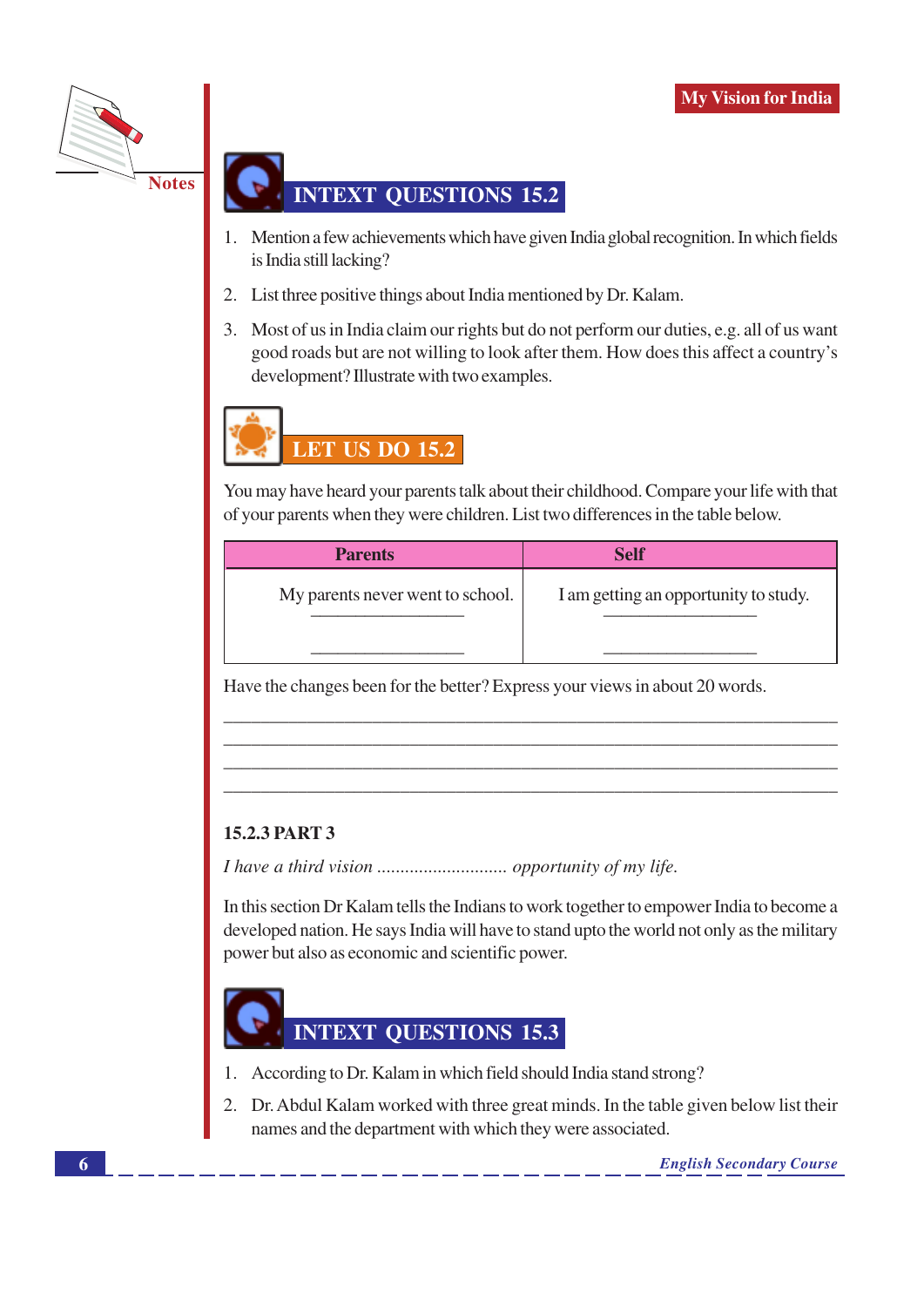## INTEXT QUESTIONS 15.2

1. Mention a few achievements which have given India global recognition. In which fields is India still lacking?
2. List three positive things about India mentioned by Dr. Kalam.
3. Most of us in India claim our rights but do not perform our duties, e.g. all of us want good roads but are not willing to look after them. How does this affect a country's development? Illustrate with two examples.

## LET US DO 15.2

You may have heard your parents talk about their childhood. Compare your life with that of your parents when they were children. List two differences in the table below.

| Parents | Self |
|---|---|
| My parents never went to school. | I am getting an opportunity to study. |
| ________________ | ________________ |
| ________________ | ________________ |

Have the changes been for the better? Express your views in about 20 words.

____________________________________________________________________

____________________________________________________________________

____________________________________________________________________

____________________________________________________________________

### 15.2.3 PART 3

*I have a third vision ........................... opportunity of my life.*

In this section Dr Kalam tells the Indians to work together to empower India to become a developed nation. He says India will have to stand upto the world not only as the military power but also as economic and scientific power.

## INTEXT QUESTIONS 15.3

1. According to Dr. Kalam in which field should India stand strong?
2. Dr. Abdul Kalam worked with three great minds. In the table given below list their names and the department with which they were associated.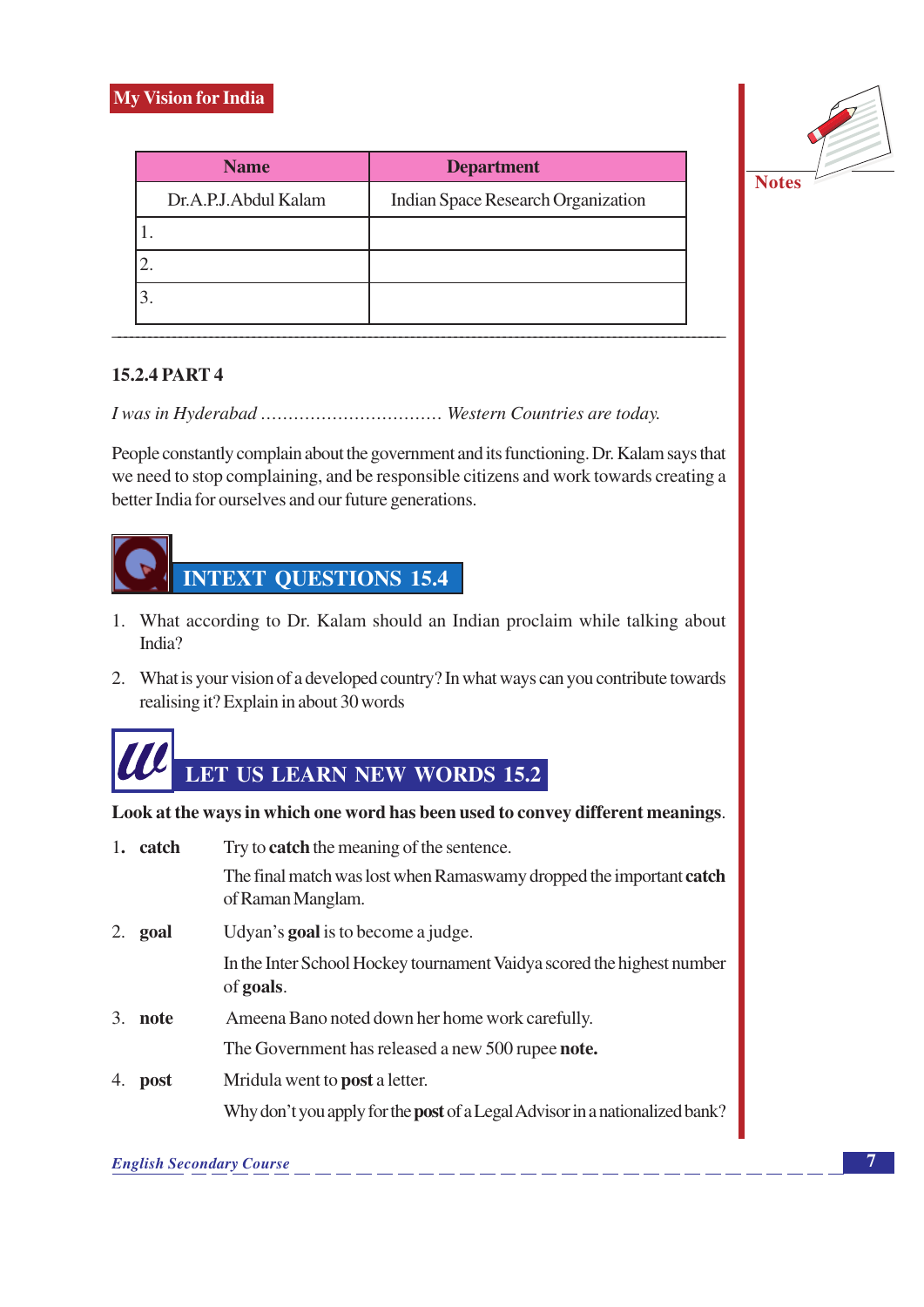| Name | Department |
|---|---|
| Dr.A.P.J.Abdul Kalam | Indian Space Research Organization |
| 1. | |
| 2. | |
| 3. | |

---

### 15.2.4 PART 4

*I was in Hyderabad ................................ Western Countries are today.*

People constantly complain about the government and its functioning. Dr. Kalam says that we need to stop complaining, and be responsible citizens and work towards creating a better India for ourselves and our future generations.

## INTEXT QUESTIONS 15.4

1. What according to Dr. Kalam should an Indian proclaim while talking about India?
2. What is your vision of a developed country? In what ways can you contribute towards realising it? Explain in about 30 words

## LET US LEARN NEW WORDS 15.2

**Look at the ways in which one word has been used to convey different meanings**.

1. **catch** — Try to **catch** the meaning of the sentence.

   The final match was lost when Ramaswamy dropped the important **catch** of Raman Manglam.

2. **goal** — Udyan's **goal** is to become a judge.

   In the Inter School Hockey tournament Vaidya scored the highest number of **goals**.

3. **note** — Ameena Bano noted down her home work carefully.

   The Government has released a new 500 rupee **note.**

4. **post** — Mridula went to **post** a letter.

   Why don't you apply for the **post** of a Legal Advisor in a nationalized bank?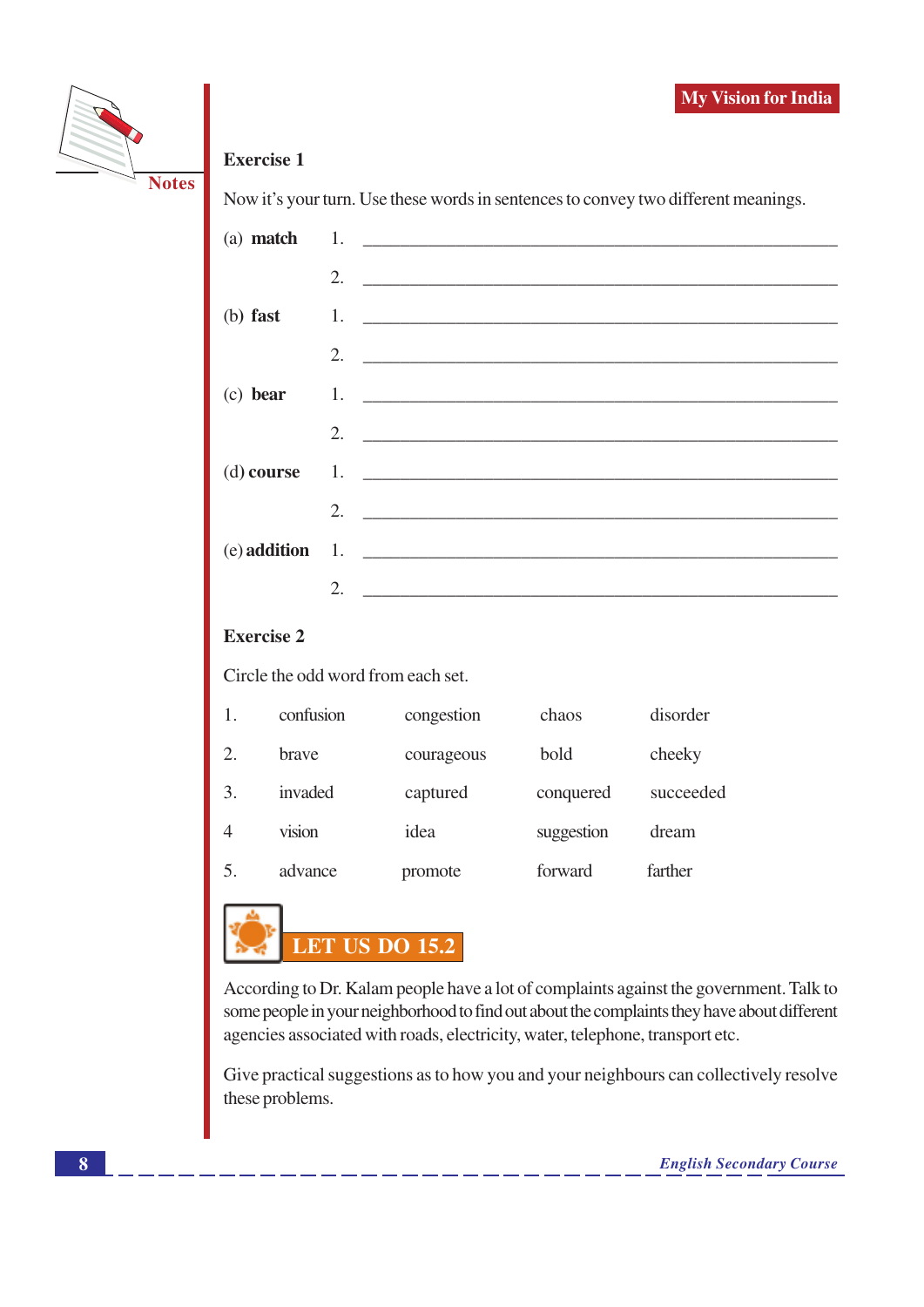Notes

### Exercise 1

Now it's your turn. Use these words in sentences to convey two different meanings.

(a) **match** 1. ______________________________________________

2. ______________________________________________

(b) **fast** 1. ______________________________________________

2. ______________________________________________

(c) **bear** 1. ______________________________________________

2. ______________________________________________

(d) **course** 1. ______________________________________________

2. ______________________________________________

(e) **addition** 1. ______________________________________________

2. ______________________________________________

### Exercise 2

Circle the odd word from each set.

| | | | | |
|---|---|---|---|---|
| 1. | confusion | congestion | chaos | disorder |
| 2. | brave | courageous | bold | cheeky |
| 3. | invaded | captured | conquered | succeeded |
| 4 | vision | idea | suggestion | dream |
| 5. | advance | promote | forward | farther |

## LET US DO 15.2

According to Dr. Kalam people have a lot of complaints against the government. Talk to some people in your neighborhood to find out about the complaints they have about different agencies associated with roads, electricity, water, telephone, transport etc.

Give practical suggestions as to how you and your neighbours can collectively resolve these problems.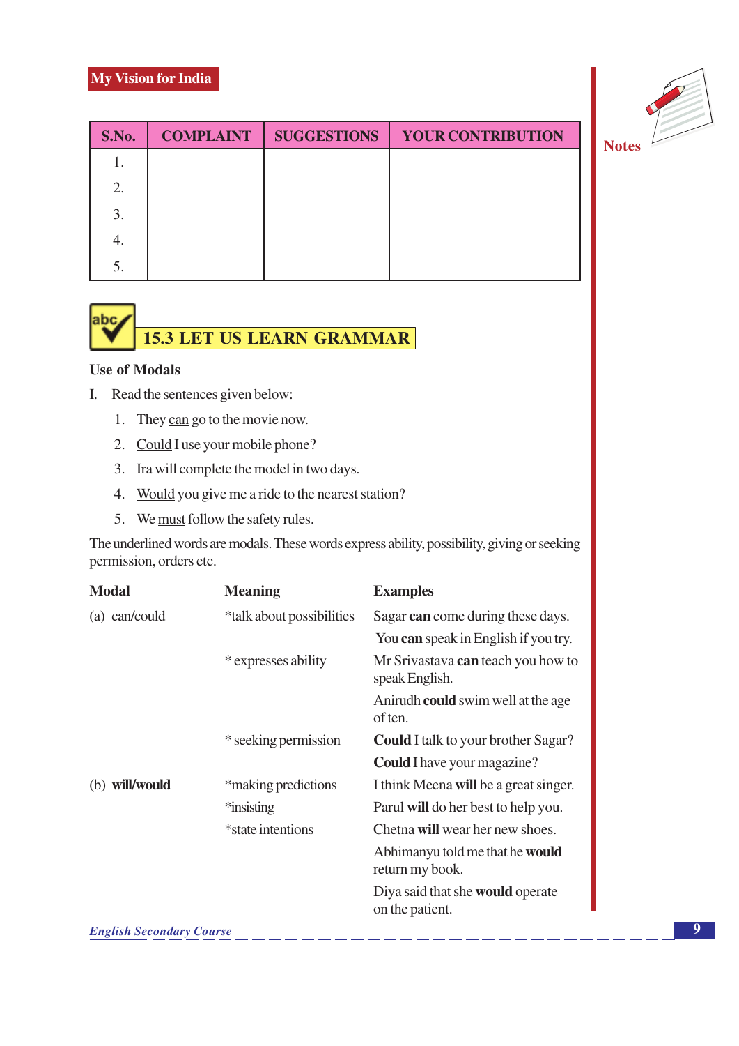My Vision for India

| S.No. | COMPLAINT | SUGGESTIONS | YOUR CONTRIBUTION |
|---|---|---|---|
| 1. | | | |
| 2. | | | |
| 3. | | | |
| 4. | | | |
| 5. | | | |

## 15.3 LET US LEARN GRAMMAR

**Use of Modals**

I. Read the sentences given below:

1. They <u>can</u> go to the movie now.
2. <u>Could</u> I use your mobile phone?
3. Ira <u>will</u> complete the model in two days.
4. <u>Would</u> you give me a ride to the nearest station?
5. We <u>must</u> follow the safety rules.

The underlined words are modals. These words express ability, possibility, giving or seeking permission, orders etc.

| Modal | Meaning | Examples |
|---|---|---|
| (a) can/could | *talk about possibilities | Sagar **can** come during these days. |
| | | You **can** speak in English if you try. |
| | * expresses ability | Mr Srivastava **can** teach you how to speak English. |
| | | Anirudh **could** swim well at the age of ten. |
| | * seeking permission | **Could** I talk to your brother Sagar? |
| | | **Could** I have your magazine? |
| (b) **will/would** | *making predictions | I think Meena **will** be a great singer. |
| | *insisting | Parul **will** do her best to help you. |
| | *state intentions | Chetna **will** wear her new shoes. |
| | | Abhimanyu told me that he **would** return my book. |
| | | Diya said that she **would** operate on the patient. |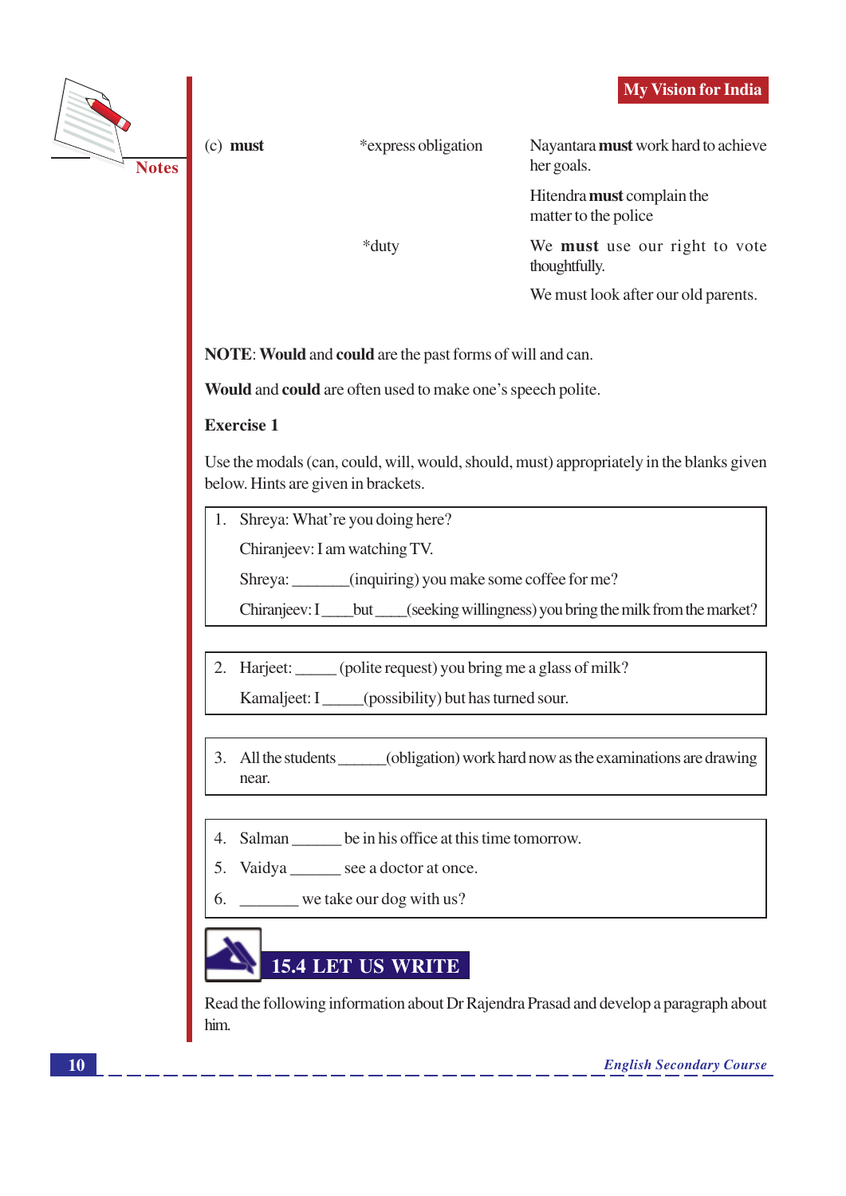| | | |
|---|---|---|
| (c) **must** | *express obligation | Nayantara **must** work hard to achieve her goals. |
| | | Hitendra **must** complain the matter to the police |
| | *duty | We **must** use our right to vote thoughtfully. |
| | | We must look after our old parents. |

**NOTE**: **Would** and **could** are the past forms of will and can.

**Would** and **could** are often used to make one's speech polite.

**Exercise 1**

Use the modals (can, could, will, would, should, must) appropriately in the blanks given below. Hints are given in brackets.

1. Shreya: What're you doing here?

   Chiranjeev: I am watching TV.

   Shreya: _______(inquiring) you make some coffee for me?

   Chiranjeev: I ____but ____(seeking willingness) you bring the milk from the market?

2. Harjeet: _____ (polite request) you bring me a glass of milk?

   Kamaljeet: I _____(possibility) but has turned sour.

3. All the students ______(obligation) work hard now as the examinations are drawing near.

4. Salman ______ be in his office at this time tomorrow.
5. Vaidya ______ see a doctor at once.
6. _______ we take our dog with us?

## 15.4 LET US WRITE

Read the following information about Dr Rajendra Prasad and develop a paragraph about him.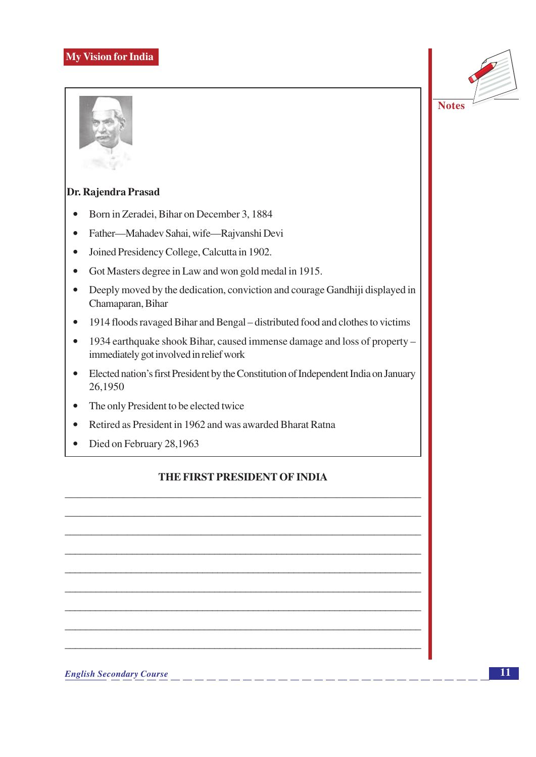**Dr. Rajendra Prasad**

- Born in Zeradei, Bihar on December 3, 1884
- Father—Mahadev Sahai, wife—Rajvanshi Devi
- Joined Presidency College, Calcutta in 1902.
- Got Masters degree in Law and won gold medal in 1915.
- Deeply moved by the dedication, conviction and courage Gandhiji displayed in Chamaparan, Bihar
- 1914 floods ravaged Bihar and Bengal – distributed food and clothes to victims
- 1934 earthquake shook Bihar, caused immense damage and loss of property – immediately got involved in relief work
- Elected nation's first President by the Constitution of Independent India on January 26,1950
- The only President to be elected twice
- Retired as President in 1962 and was awarded Bharat Ratna
- Died on February 28,1963

**THE FIRST PRESIDENT OF INDIA**

_______________________________________________________________

_______________________________________________________________

_______________________________________________________________

_______________________________________________________________

_______________________________________________________________

_______________________________________________________________

_______________________________________________________________

_______________________________________________________________

_______________________________________________________________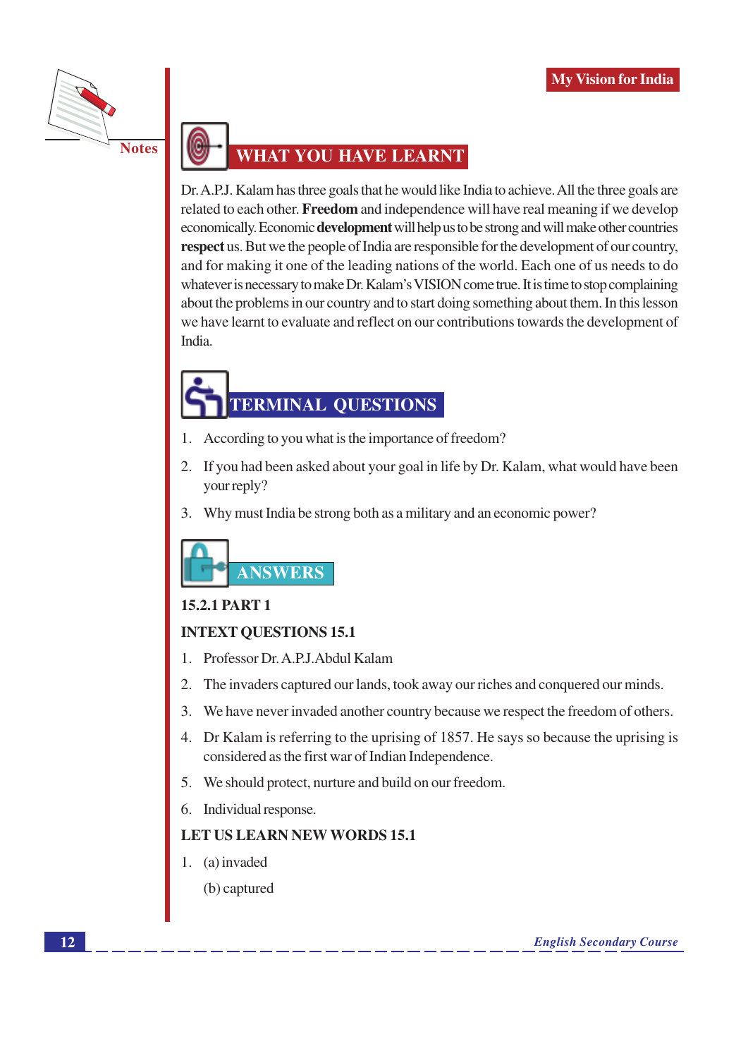## WHAT YOU HAVE LEARNT

Dr. A.P.J. Kalam has three goals that he would like India to achieve. All the three goals are related to each other. **Freedom** and independence will have real meaning if we develop economically. Economic **development** will help us to be strong and will make other countries **respect** us. But we the people of India are responsible for the development of our country, and for making it one of the leading nations of the world. Each one of us needs to do whatever is necessary to make Dr. Kalam's VISION come true. It is time to stop complaining about the problems in our country and to start doing something about them. In this lesson we have learnt to evaluate and reflect on our contributions towards the development of India.

## TERMINAL QUESTIONS

1. According to you what is the importance of freedom?
2. If you had been asked about your goal in life by Dr. Kalam, what would have been your reply?
3. Why must India be strong both as a military and an economic power?

## ANSWERS

**15.2.1 PART 1**

**INTEXT QUESTIONS 15.1**

1. Professor Dr. A.P.J.Abdul Kalam
2. The invaders captured our lands, took away our riches and conquered our minds.
3. We have never invaded another country because we respect the freedom of others.
4. Dr Kalam is referring to the uprising of 1857. He says so because the uprising is considered as the first war of Indian Independence.
5. We should protect, nurture and build on our freedom.
6. Individual response.

**LET US LEARN NEW WORDS 15.1**

1. (a) invaded

   (b) captured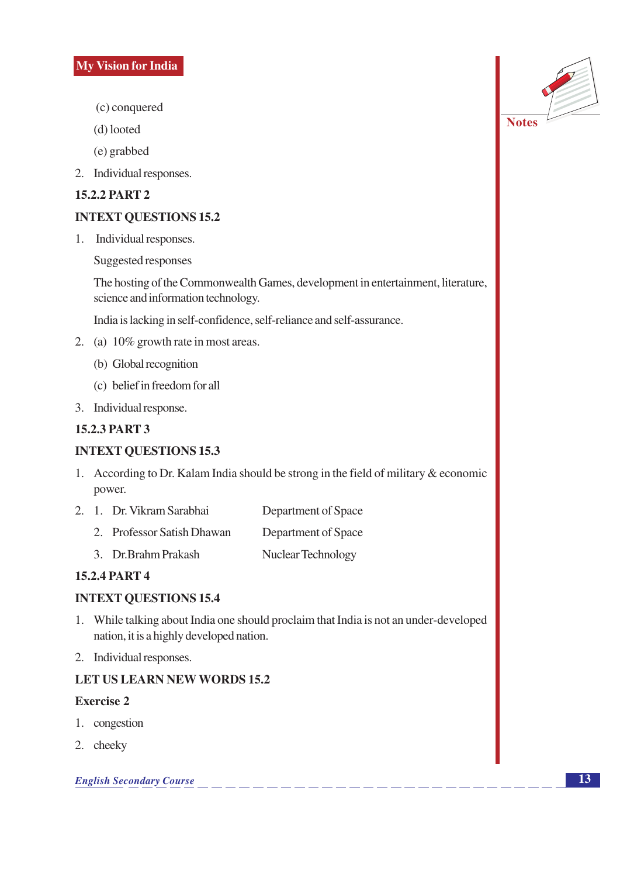(c) conquered

(d) looted

(e) grabbed

2. Individual responses.

### 15.2.2 PART 2

### INTEXT QUESTIONS 15.2

1. Individual responses.

   Suggested responses

   The hosting of the Commonwealth Games, development in entertainment, literature, science and information technology.

   India is lacking in self-confidence, self-reliance and self-assurance.

2. (a) 10% growth rate in most areas.

   (b) Global recognition

   (c) belief in freedom for all

3. Individual response.

### 15.2.3 PART 3

### INTEXT QUESTIONS 15.3

1. According to Dr. Kalam India should be strong in the field of military & economic power.

2. 
| | |
|---|---|
| 1. Dr. Vikram Sarabhai | Department of Space |
| 2. Professor Satish Dhawan | Department of Space |
| 3. Dr.Brahm Prakash | Nuclear Technology |

### 15.2.4 PART 4

### INTEXT QUESTIONS 15.4

1. While talking about India one should proclaim that India is not an under-developed nation, it is a highly developed nation.

2. Individual responses.

### LET US LEARN NEW WORDS 15.2

**Exercise 2**

1. congestion

2. cheeky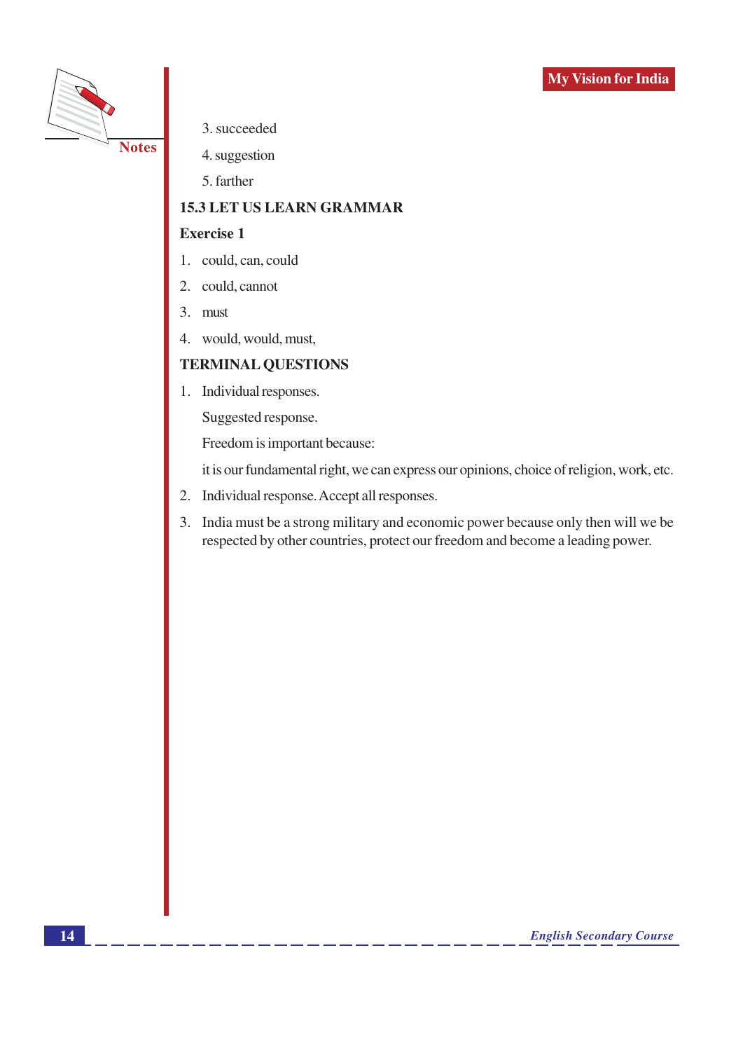3. succeeded

4. suggestion

5. farther

## 15.3 LET US LEARN GRAMMAR

**Exercise 1**

1. could, can, could
2. could, cannot
3. must
4. would, would, must,

## TERMINAL QUESTIONS

1. Individual responses.

   Suggested response.

   Freedom is important because:

   it is our fundamental right, we can express our opinions, choice of religion, work, etc.

2. Individual response. Accept all responses.

3. India must be a strong military and economic power because only then will we be respected by other countries, protect our freedom and become a leading power.